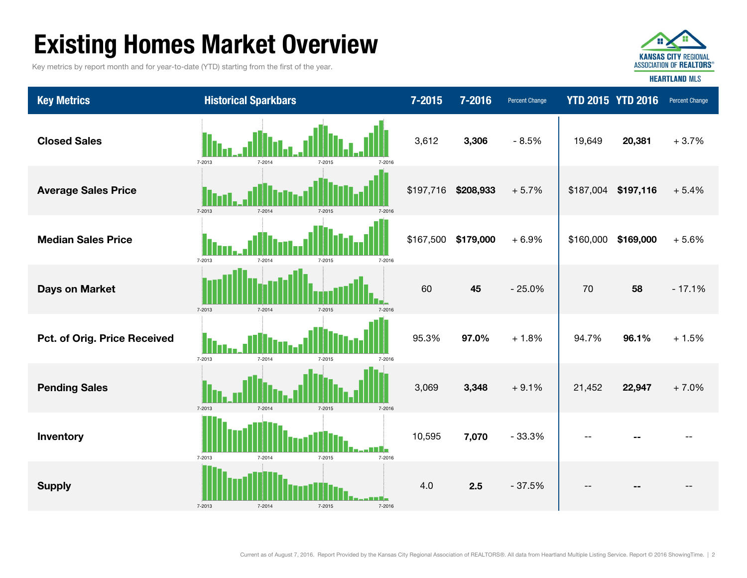# Existing Homes Market Overview

Key metrics by report month and for year-to-date (YTD) starting from the first of the year.

KANSAS CITY REGIONAL ASSOCIATION OF REALTORS® HEARTLAND MLS

| Key Metrics | Historical Sparkbars | 7-2015 | 7-2016 | Percent Change | YTD 2015 | YTD 2016 | Percent Change |
|---|---|---|---|---|---|---|---|
| Closed Sales | 7-2013 7-2014 7-2015 7-2016 | 3,612 | **3,306** | - 8.5% | 19,649 | **20,381** | + 3.7% |
| Average Sales Price | 7-2013 7-2014 7-2015 7-2016 | $197,716 | **$208,933** | + 5.7% | $187,004 | **$197,116** | + 5.4% |
| Median Sales Price | 7-2013 7-2014 7-2015 7-2016 | $167,500 | **$179,000** | + 6.9% | $160,000 | **$169,000** | + 5.6% |
| Days on Market | 7-2013 7-2014 7-2015 7-2016 | 60 | **45** | - 25.0% | 70 | **58** | - 17.1% |
| Pct. of Orig. Price Received | 7-2013 7-2014 7-2015 7-2016 | 95.3% | **97.0%** | + 1.8% | 94.7% | **96.1%** | + 1.5% |
| Pending Sales | 7-2013 7-2014 7-2015 7-2016 | 3,069 | **3,348** | + 9.1% | 21,452 | **22,947** | + 7.0% |
| Inventory | 7-2013 7-2014 7-2015 7-2016 | 10,595 | **7,070** | - 33.3% | -- | **--** | -- |
| Supply | 7-2013 7-2014 7-2015 7-2016 | 4.0 | **2.5** | - 37.5% | -- | **--** | -- |

Current as of August 7, 2016. Report Provided by the Kansas City Regional Association of REALTORS®. All data from Heartland Multiple Listing Service. Report © 2016 ShowingTime.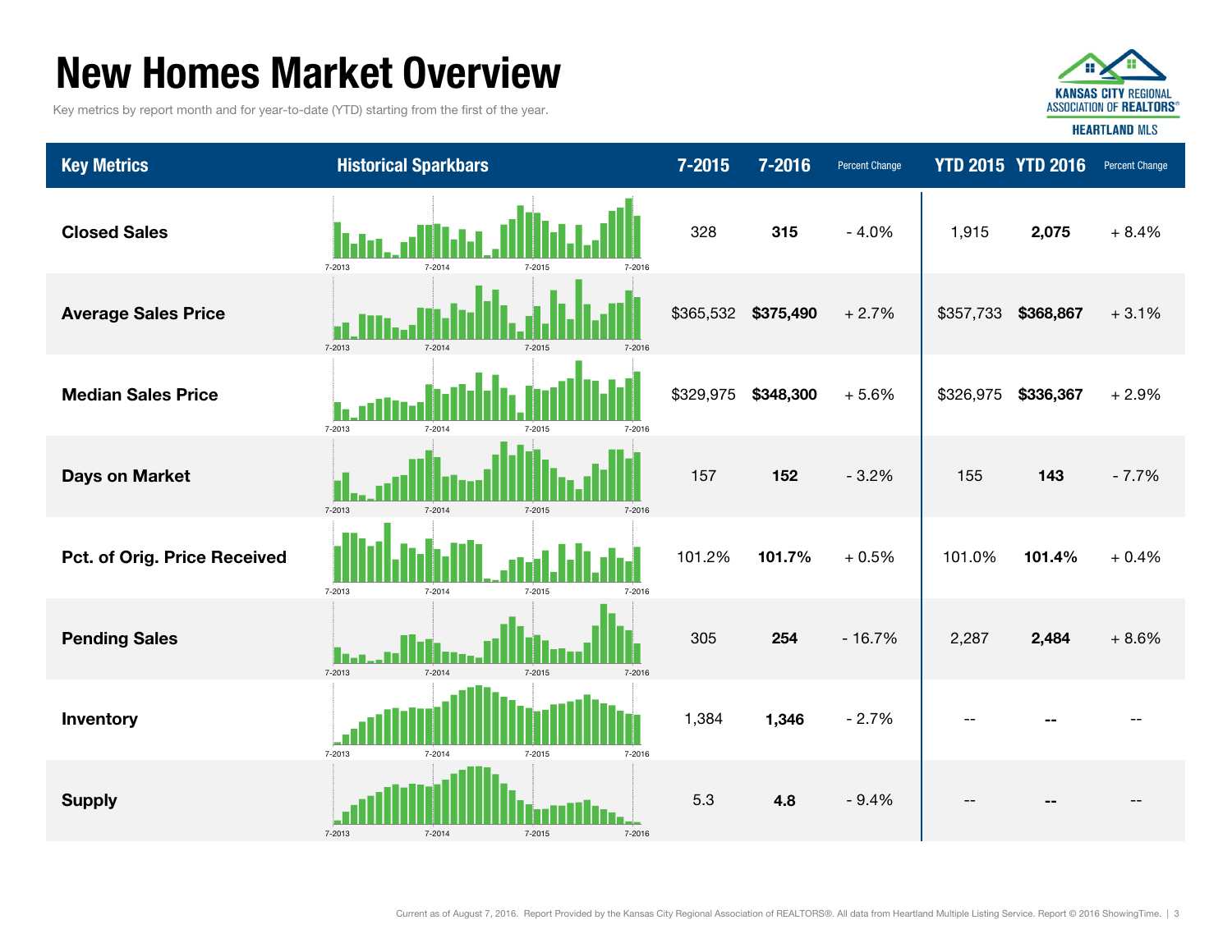# New Homes Market Overview

Key metrics by report month and for year-to-date (YTD) starting from the first of the year.

| Key Metrics | Historical Sparkbars | 7-2015 | 7-2016 | Percent Change | YTD 2015 | YTD 2016 | Percent Change |
|---|---|---|---|---|---|---|---|
| Closed Sales | 7-2013 7-2014 7-2015 7-2016 | 328 | **315** | - 4.0% | 1,915 | **2,075** | + 8.4% |
| Average Sales Price | 7-2013 7-2014 7-2015 7-2016 | $365,532 | **$375,490** | + 2.7% | $357,733 | **$368,867** | + 3.1% |
| Median Sales Price | 7-2013 7-2014 7-2015 7-2016 | $329,975 | **$348,300** | + 5.6% | $326,975 | **$336,367** | + 2.9% |
| Days on Market | 7-2013 7-2014 7-2015 7-2016 | 157 | **152** | - 3.2% | 155 | **143** | - 7.7% |
| Pct. of Orig. Price Received | 7-2013 7-2014 7-2015 7-2016 | 101.2% | **101.7%** | + 0.5% | 101.0% | **101.4%** | + 0.4% |
| Pending Sales | 7-2013 7-2014 7-2015 7-2016 | 305 | **254** | - 16.7% | 2,287 | **2,484** | + 8.6% |
| Inventory | 7-2013 7-2014 7-2015 7-2016 | 1,384 | **1,346** | - 2.7% | -- | **--** | -- |
| Supply | 7-2013 7-2014 7-2015 7-2016 | 5.3 | **4.8** | - 9.4% | -- | **--** | -- |

Current as of August 7, 2016. Report Provided by the Kansas City Regional Association of REALTORS®. All data from Heartland Multiple Listing Service. Report © 2016 ShowingTime.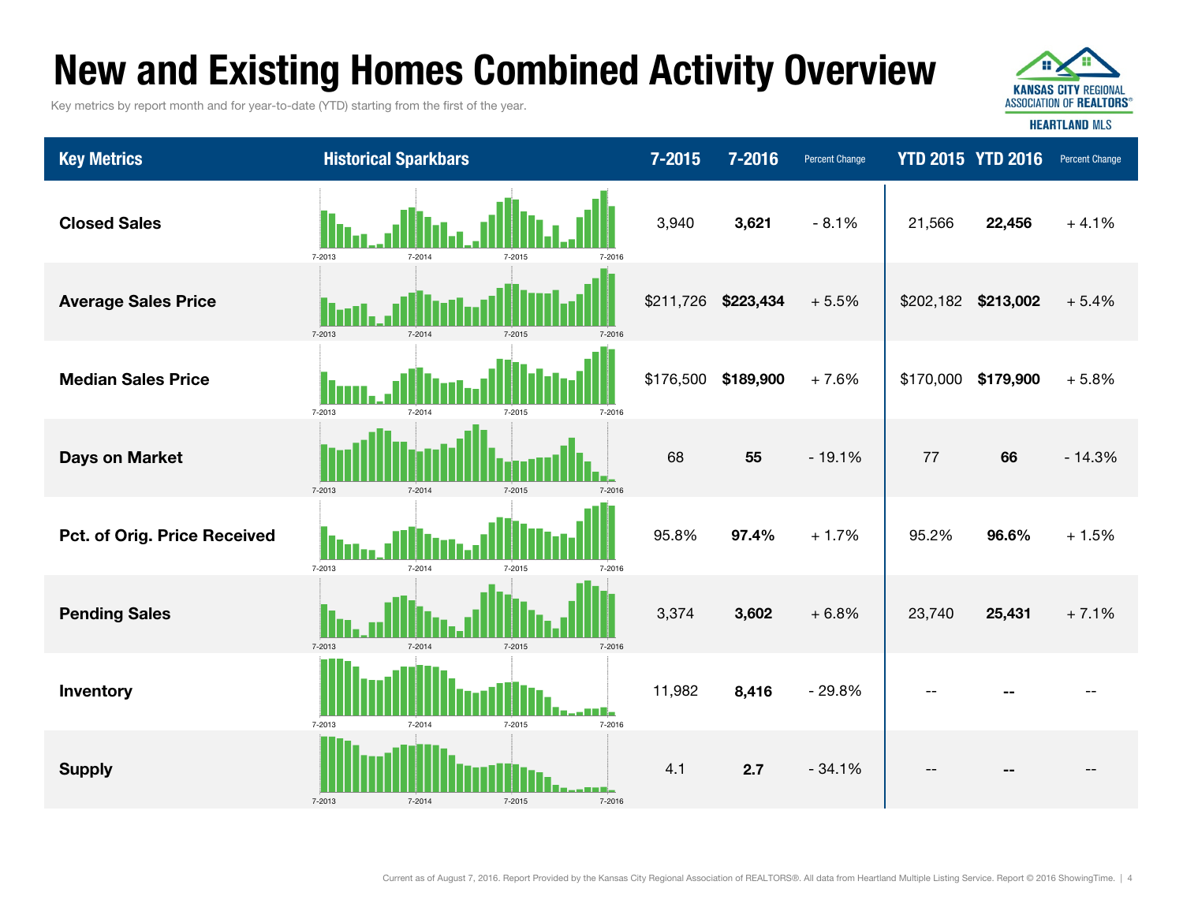# New and Existing Homes Combined Activity Overview

Key metrics by report month and for year-to-date (YTD) starting from the first of the year.

KANSAS CITY REGIONAL ASSOCIATION OF REALTORS®
HEARTLAND MLS

| Key Metrics | Historical Sparkbars | 7-2015 | 7-2016 | Percent Change | YTD 2015 | YTD 2016 | Percent Change |
|---|---|---|---|---|---|---|---|
| Closed Sales | 7-2013 7-2014 7-2015 7-2016 | 3,940 | **3,621** | - 8.1% | 21,566 | **22,456** | + 4.1% |
| Average Sales Price | 7-2013 7-2014 7-2015 7-2016 | $211,726 | **$223,434** | + 5.5% | $202,182 | **$213,002** | + 5.4% |
| Median Sales Price | 7-2013 7-2014 7-2015 7-2016 | $176,500 | **$189,900** | + 7.6% | $170,000 | **$179,900** | + 5.8% |
| Days on Market | 7-2013 7-2014 7-2015 7-2016 | 68 | **55** | - 19.1% | 77 | **66** | - 14.3% |
| Pct. of Orig. Price Received | 7-2013 7-2014 7-2015 7-2016 | 95.8% | **97.4%** | + 1.7% | 95.2% | **96.6%** | + 1.5% |
| Pending Sales | 7-2013 7-2014 7-2015 7-2016 | 3,374 | **3,602** | + 6.8% | 23,740 | **25,431** | + 7.1% |
| Inventory | 7-2013 7-2014 7-2015 7-2016 | 11,982 | **8,416** | - 29.8% | -- | **--** | -- |
| Supply | 7-2013 7-2014 7-2015 7-2016 | 4.1 | **2.7** | - 34.1% | -- | **--** | -- |

Current as of August 7, 2016. Report Provided by the Kansas City Regional Association of REALTORS®. All data from Heartland Multiple Listing Service. Report © 2016 ShowingTime.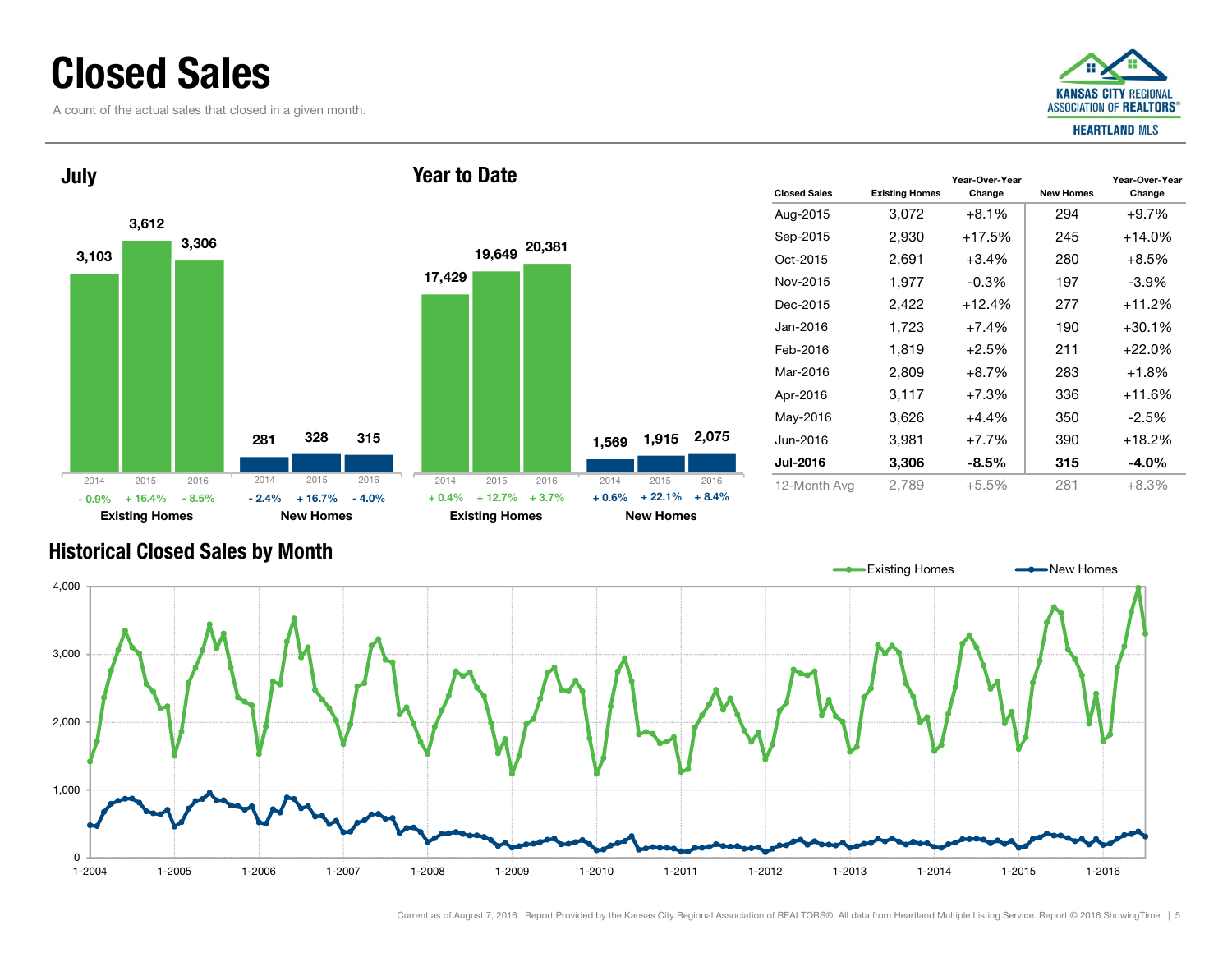# Closed Sales

A count of the actual sales that closed in a given month.

## July

| | 2014 | 2015 | 2016 |
|---|---|---|---|
| Existing Homes | 3,103 | 3,612 | 3,306 |
| Change | - 0.9% | + 16.4% | - 8.5% |
| New Homes | 281 | 328 | 315 |
| Change | - 2.4% | + 16.7% | - 4.0% |

## Year to Date

| | 2014 | 2015 | 2016 |
|---|---|---|---|
| Existing Homes | 17,429 | 19,649 | 20,381 |
| Change | + 0.4% | + 12.7% | + 3.7% |
| New Homes | 1,569 | 1,915 | 2,075 |
| Change | + 0.6% | + 22.1% | + 8.4% |

| Closed Sales | Existing Homes | Year-Over-Year Change | New Homes | Year-Over-Year Change |
|---|---|---|---|---|
| Aug-2015 | 3,072 | +8.1% | 294 | +9.7% |
| Sep-2015 | 2,930 | +17.5% | 245 | +14.0% |
| Oct-2015 | 2,691 | +3.4% | 280 | +8.5% |
| Nov-2015 | 1,977 | -0.3% | 197 | -3.9% |
| Dec-2015 | 2,422 | +12.4% | 277 | +11.2% |
| Jan-2016 | 1,723 | +7.4% | 190 | +30.1% |
| Feb-2016 | 1,819 | +2.5% | 211 | +22.0% |
| Mar-2016 | 2,809 | +8.7% | 283 | +1.8% |
| Apr-2016 | 3,117 | +7.3% | 336 | +11.6% |
| May-2016 | 3,626 | +4.4% | 350 | -2.5% |
| Jun-2016 | 3,981 | +7.7% | 390 | +18.2% |
| **Jul-2016** | **3,306** | **-8.5%** | **315** | **-4.0%** |
| 12-Month Avg | 2,789 | +5.5% | 281 | +8.3% |

## Historical Closed Sales by Month

Existing Homes — New Homes

Current as of August 7, 2016. Report Provided by the Kansas City Regional Association of REALTORS®. All data from Heartland Multiple Listing Service. Report © 2016 ShowingTime.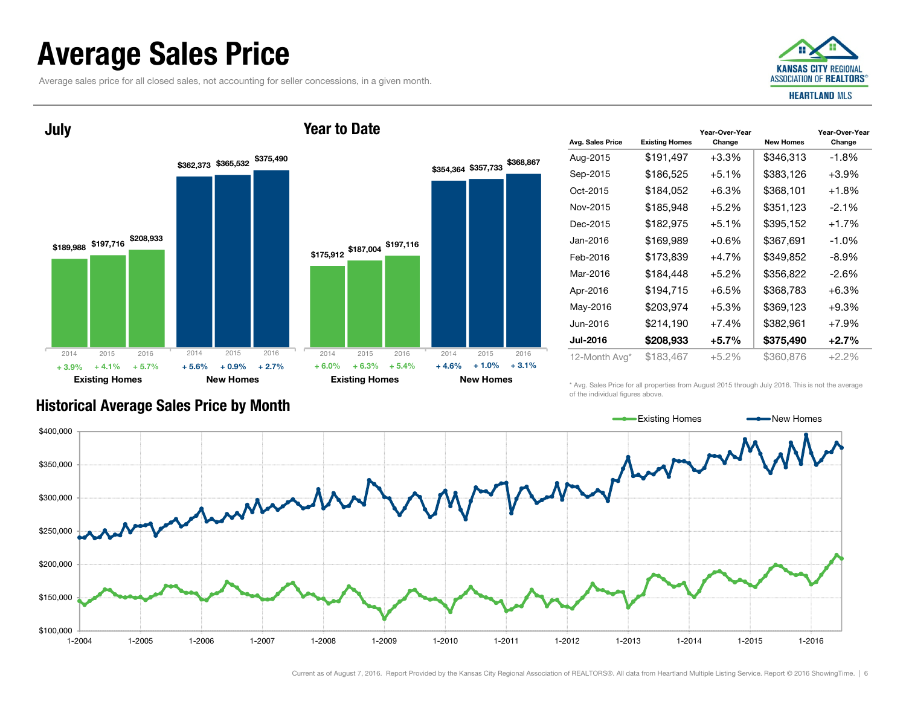# Average Sales Price

Average sales price for all closed sales, not accounting for seller concessions, in a given month.

## July

| | 2014 | 2015 | 2016 |
|---|---|---|---|
| Existing Homes | $189,988 | $197,716 | $208,933 |
| Change | + 3.9% | + 4.1% | + 5.7% |
| New Homes | $362,373 | $365,532 | $375,490 |
| Change | + 5.6% | + 0.9% | + 2.7% |

## Year to Date

| | 2014 | 2015 | 2016 |
|---|---|---|---|
| Existing Homes | $175,912 | $187,004 | $197,116 |
| Change | + 6.0% | + 6.3% | + 5.4% |
| New Homes | $354,364 | $357,733 | $368,867 |
| Change | + 4.6% | + 1.0% | + 3.1% |

| Avg. Sales Price | Existing Homes | Year-Over-Year Change | New Homes | Year-Over-Year Change |
|---|---|---|---|---|
| Aug-2015 | $191,497 | +3.3% | $346,313 | -1.8% |
| Sep-2015 | $186,525 | +5.1% | $383,126 | +3.9% |
| Oct-2015 | $184,052 | +6.3% | $368,101 | +1.8% |
| Nov-2015 | $185,948 | +5.2% | $351,123 | -2.1% |
| Dec-2015 | $182,975 | +5.1% | $395,152 | +1.7% |
| Jan-2016 | $169,989 | +0.6% | $367,691 | -1.0% |
| Feb-2016 | $173,839 | +4.7% | $349,852 | -8.9% |
| Mar-2016 | $184,448 | +5.2% | $356,822 | -2.6% |
| Apr-2016 | $194,715 | +6.5% | $368,783 | +6.3% |
| May-2016 | $203,974 | +5.3% | $369,123 | +9.3% |
| Jun-2016 | $214,190 | +7.4% | $382,961 | +7.9% |
| **Jul-2016** | **$208,933** | **+5.7%** | **$375,490** | **+2.7%** |
| 12-Month Avg* | $183,467 | +5.2% | $360,876 | +2.2% |

\* Avg. Sales Price for all properties from August 2015 through July 2016. This is not the average of the individual figures above.

## Historical Average Sales Price by Month

Existing Homes — New Homes

$400,000, $350,000, $300,000, $250,000, $200,000, $150,000, $100,000

1-2004, 1-2005, 1-2006, 1-2007, 1-2008, 1-2009, 1-2010, 1-2011, 1-2012, 1-2013, 1-2014, 1-2015, 1-2016

Current as of August 7, 2016. Report Provided by the Kansas City Regional Association of REALTORS®. All data from Heartland Multiple Listing Service. Report © 2016 ShowingTime.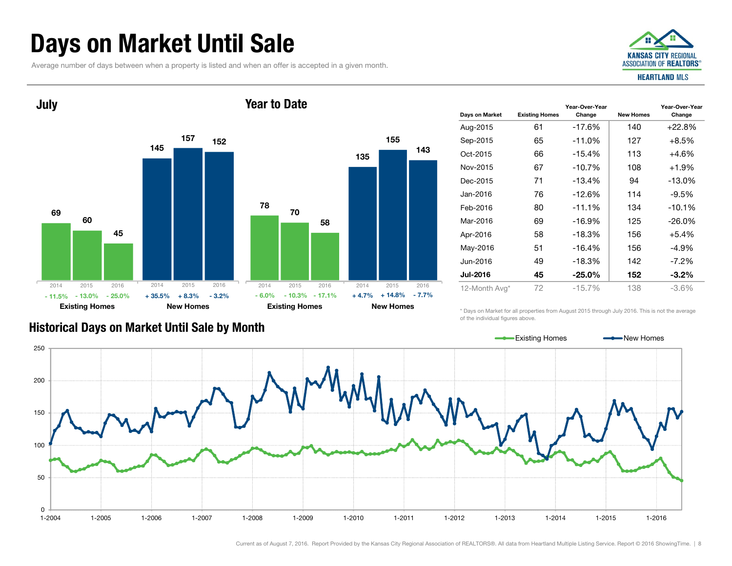# Days on Market Until Sale

Average number of days between when a property is listed and when an offer is accepted in a given month.

## July

| | 2014 | 2015 | 2016 |
|---|---|---|---|
| Existing Homes | 69 | 60 | 45 |
| Change | - 11.5% | - 13.0% | - 25.0% |
| New Homes | 145 | 157 | 152 |
| Change | + 35.5% | + 8.3% | - 3.2% |

## Year to Date

| | 2014 | 2015 | 2016 |
|---|---|---|---|
| Existing Homes | 78 | 70 | 58 |
| Change | - 6.0% | - 10.3% | - 17.1% |
| New Homes | 135 | 155 | 143 |
| Change | + 4.7% | + 14.8% | - 7.7% |

| Days on Market | Existing Homes | Year-Over-Year Change | New Homes | Year-Over-Year Change |
|---|---|---|---|---|
| Aug-2015 | 61 | -17.6% | 140 | +22.8% |
| Sep-2015 | 65 | -11.0% | 127 | +8.5% |
| Oct-2015 | 66 | -15.4% | 113 | +4.6% |
| Nov-2015 | 67 | -10.7% | 108 | +1.9% |
| Dec-2015 | 71 | -13.4% | 94 | -13.0% |
| Jan-2016 | 76 | -12.6% | 114 | -9.5% |
| Feb-2016 | 80 | -11.1% | 134 | -10.1% |
| Mar-2016 | 69 | -16.9% | 125 | -26.0% |
| Apr-2016 | 58 | -18.3% | 156 | +5.4% |
| May-2016 | 51 | -16.4% | 156 | -4.9% |
| Jun-2016 | 49 | -18.3% | 142 | -7.2% |
| **Jul-2016** | **45** | **-25.0%** | **152** | **-3.2%** |
| 12-Month Avg* | 72 | -15.7% | 138 | -3.6% |

\* Days on Market for all properties from August 2015 through July 2016. This is not the average of the individual figures above.

## Historical Days on Market Until Sale by Month

Current as of August 7, 2016. Report Provided by the Kansas City Regional Association of REALTORS®. All data from Heartland Multiple Listing Service. Report © 2016 ShowingTime.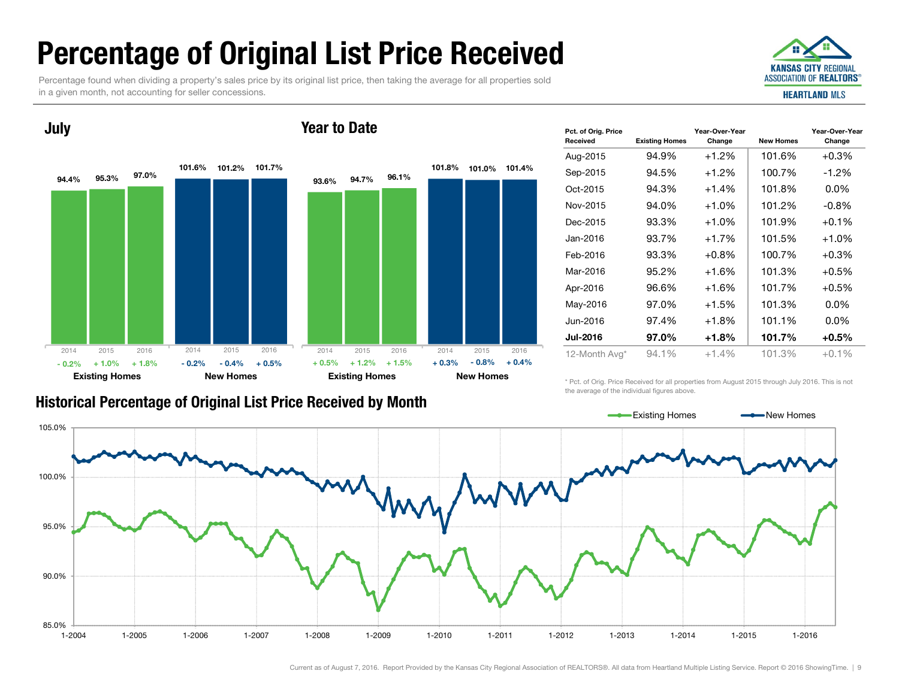# Percentage of Original List Price Received

Percentage found when dividing a property's sales price by its original list price, then taking the average for all properties sold in a given month, not accounting for seller concessions.

KANSAS CITY REGIONAL ASSOCIATION OF REALTORS®
HEARTLAND MLS

## July

| | 2014 | 2015 | 2016 |
|---|---|---|---|
| Existing Homes | 94.4% | 95.3% | 97.0% |
| Change | - 0.2% | + 1.0% | + 1.8% |
| New Homes | 101.6% | 101.2% | 101.7% |
| Change | - 0.2% | - 0.4% | + 0.5% |

## Year to Date

| | 2014 | 2015 | 2016 |
|---|---|---|---|
| Existing Homes | 93.6% | 94.7% | 96.1% |
| Change | + 0.5% | + 1.2% | + 1.5% |
| New Homes | 101.8% | 101.0% | 101.4% |
| Change | + 0.3% | - 0.8% | + 0.4% |

| Pct. of Orig. Price Received | Existing Homes | Year-Over-Year Change | New Homes | Year-Over-Year Change |
|---|---|---|---|---|
| Aug-2015 | 94.9% | +1.2% | 101.6% | +0.3% |
| Sep-2015 | 94.5% | +1.2% | 100.7% | -1.2% |
| Oct-2015 | 94.3% | +1.4% | 101.8% | 0.0% |
| Nov-2015 | 94.0% | +1.0% | 101.2% | -0.8% |
| Dec-2015 | 93.3% | +1.0% | 101.9% | +0.1% |
| Jan-2016 | 93.7% | +1.7% | 101.5% | +1.0% |
| Feb-2016 | 93.3% | +0.8% | 100.7% | +0.3% |
| Mar-2016 | 95.2% | +1.6% | 101.3% | +0.5% |
| Apr-2016 | 96.6% | +1.6% | 101.7% | +0.5% |
| May-2016 | 97.0% | +1.5% | 101.3% | 0.0% |
| Jun-2016 | 97.4% | +1.8% | 101.1% | 0.0% |
| **Jul-2016** | **97.0%** | **+1.8%** | **101.7%** | **+0.5%** |
| 12-Month Avg* | 94.1% | +1.4% | 101.3% | +0.1% |

\* Pct. of Orig. Price Received for all properties from August 2015 through July 2016. This is not the average of the individual figures above.

## Historical Percentage of Original List Price Received by Month

Existing Homes — New Homes

(Chart: y-axis 85.0% to 105.0%; x-axis 1-2004 to 1-2016)

Current as of August 7, 2016. Report Provided by the Kansas City Regional Association of REALTORS®. All data from Heartland Multiple Listing Service. Report © 2016 ShowingTime.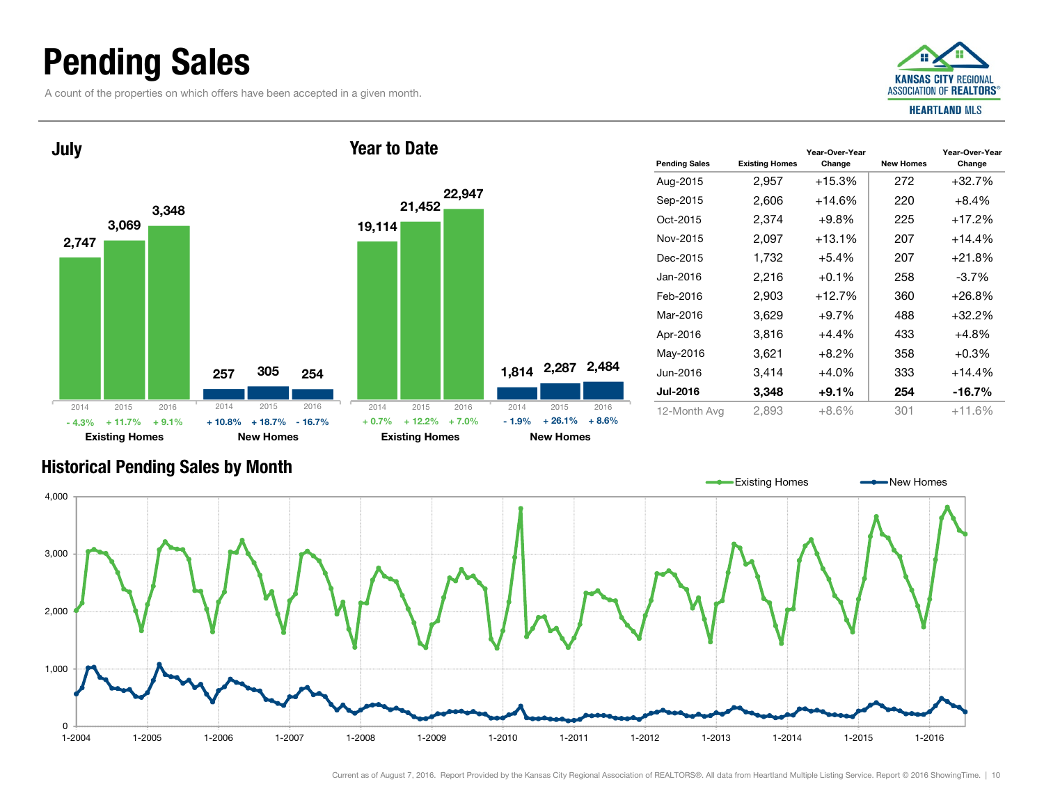# Pending Sales

A count of the properties on which offers have been accepted in a given month.

## July

| | 2014 | 2015 | 2016 |
|---|---|---|---|
| Existing Homes | 2,747 | 3,069 | 3,348 |
| Change | - 4.3% | + 11.7% | + 9.1% |
| New Homes | 257 | 305 | 254 |
| Change | + 10.8% | + 18.7% | - 16.7% |

## Year to Date

| | 2014 | 2015 | 2016 |
|---|---|---|---|
| Existing Homes | 19,114 | 21,452 | 22,947 |
| Change | + 0.7% | + 12.2% | + 7.0% |
| New Homes | 1,814 | 2,287 | 2,484 |
| Change | - 1.9% | + 26.1% | + 8.6% |

| Pending Sales | Existing Homes | Year-Over-Year Change | New Homes | Year-Over-Year Change |
|---|---|---|---|---|
| Aug-2015 | 2,957 | +15.3% | 272 | +32.7% |
| Sep-2015 | 2,606 | +14.6% | 220 | +8.4% |
| Oct-2015 | 2,374 | +9.8% | 225 | +17.2% |
| Nov-2015 | 2,097 | +13.1% | 207 | +14.4% |
| Dec-2015 | 1,732 | +5.4% | 207 | +21.8% |
| Jan-2016 | 2,216 | +0.1% | 258 | -3.7% |
| Feb-2016 | 2,903 | +12.7% | 360 | +26.8% |
| Mar-2016 | 3,629 | +9.7% | 488 | +32.2% |
| Apr-2016 | 3,816 | +4.4% | 433 | +4.8% |
| May-2016 | 3,621 | +8.2% | 358 | +0.3% |
| Jun-2016 | 3,414 | +4.0% | 333 | +14.4% |
| **Jul-2016** | **3,348** | **+9.1%** | **254** | **-16.7%** |
| 12-Month Avg | 2,893 | +8.6% | 301 | +11.6% |

## Historical Pending Sales by Month

Existing Homes — New Homes

Current as of August 7, 2016. Report Provided by the Kansas City Regional Association of REALTORS®. All data from Heartland Multiple Listing Service. Report © 2016 ShowingTime.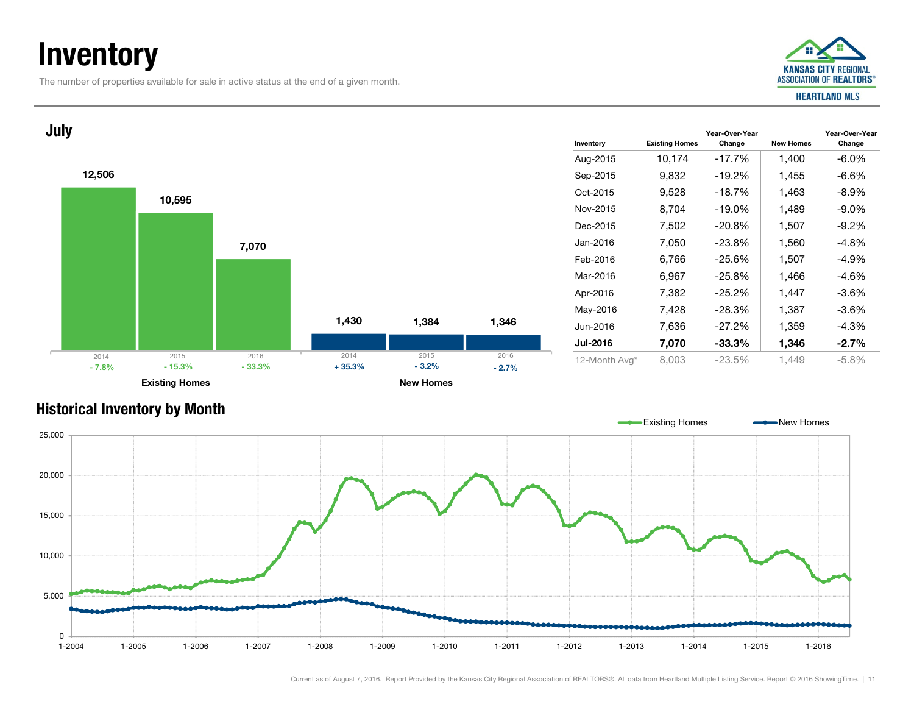# Inventory

The number of properties available for sale in active status at the end of a given month.

## July

| | 2014 | 2015 | 2016 |
|---|---|---|---|
| Existing Homes | 12,506 | 10,595 | 7,070 |
| Change | - 7.8% | - 15.3% | - 33.3% |
| New Homes | 1,430 | 1,384 | 1,346 |
| Change | + 35.3% | - 3.2% | - 2.7% |

| Inventory | Existing Homes | Year-Over-Year Change | New Homes | Year-Over-Year Change |
|---|---|---|---|---|
| Aug-2015 | 10,174 | -17.7% | 1,400 | -6.0% |
| Sep-2015 | 9,832 | -19.2% | 1,455 | -6.6% |
| Oct-2015 | 9,528 | -18.7% | 1,463 | -8.9% |
| Nov-2015 | 8,704 | -19.0% | 1,489 | -9.0% |
| Dec-2015 | 7,502 | -20.8% | 1,507 | -9.2% |
| Jan-2016 | 7,050 | -23.8% | 1,560 | -4.8% |
| Feb-2016 | 6,766 | -25.6% | 1,507 | -4.9% |
| Mar-2016 | 6,967 | -25.8% | 1,466 | -4.6% |
| Apr-2016 | 7,382 | -25.2% | 1,447 | -3.6% |
| May-2016 | 7,428 | -28.3% | 1,387 | -3.6% |
| Jun-2016 | 7,636 | -27.2% | 1,359 | -4.3% |
| **Jul-2016** | **7,070** | **-33.3%** | **1,346** | **-2.7%** |
| 12-Month Avg* | 8,003 | -23.5% | 1,449 | -5.8% |

## Historical Inventory by Month

Current as of August 7, 2016. Report Provided by the Kansas City Regional Association of REALTORS®. All data from Heartland Multiple Listing Service. Report © 2016 ShowingTime.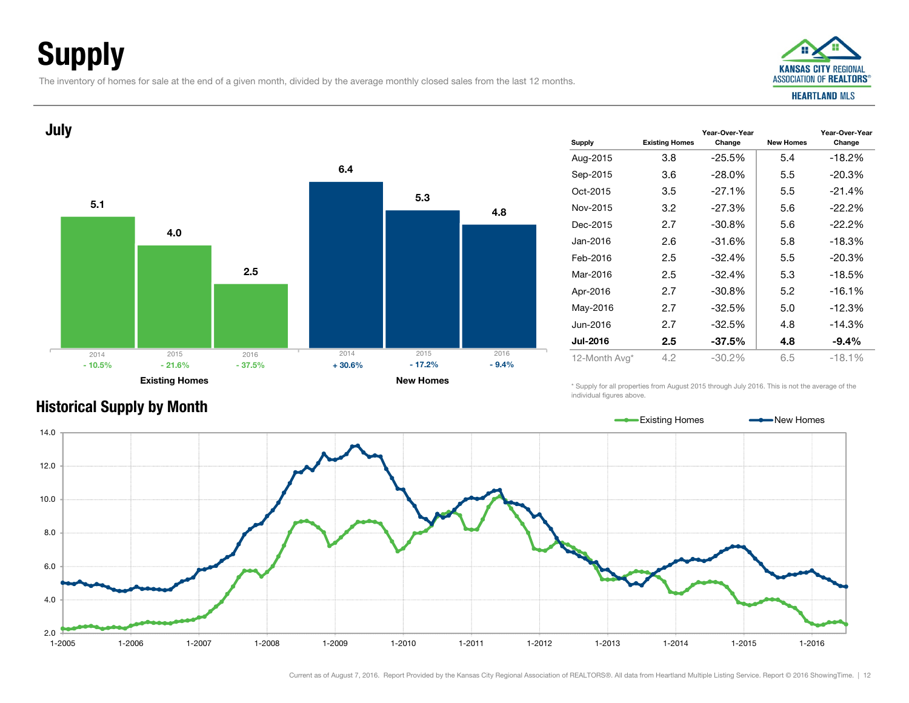# Supply

The inventory of homes for sale at the end of a given month, divided by the average monthly closed sales from the last 12 months.

KANSAS CITY REGIONAL ASSOCIATION OF REALTORS®
HEARTLAND MLS

## July

5.1
4.0
2.5
6.4
5.3
4.8

2014
- 10.5%
2015
- 21.6%
2016
- 37.5%

Existing Homes

2014
+ 30.6%
2015
- 17.2%
2016
- 9.4%

New Homes

| Supply | Existing Homes | Year-Over-Year Change | New Homes | Year-Over-Year Change |
|---|---|---|---|---|
| Aug-2015 | 3.8 | -25.5% | 5.4 | -18.2% |
| Sep-2015 | 3.6 | -28.0% | 5.5 | -20.3% |
| Oct-2015 | 3.5 | -27.1% | 5.5 | -21.4% |
| Nov-2015 | 3.2 | -27.3% | 5.6 | -22.2% |
| Dec-2015 | 2.7 | -30.8% | 5.6 | -22.2% |
| Jan-2016 | 2.6 | -31.6% | 5.8 | -18.3% |
| Feb-2016 | 2.5 | -32.4% | 5.5 | -20.3% |
| Mar-2016 | 2.5 | -32.4% | 5.3 | -18.5% |
| Apr-2016 | 2.7 | -30.8% | 5.2 | -16.1% |
| May-2016 | 2.7 | -32.5% | 5.0 | -12.3% |
| Jun-2016 | 2.7 | -32.5% | 4.8 | -14.3% |
| **Jul-2016** | **2.5** | **-37.5%** | **4.8** | **-9.4%** |
| 12-Month Avg* | 4.2 | -30.2% | 6.5 | -18.1% |

\* Supply for all properties from August 2015 through July 2016. This is not the average of the individual figures above.

## Historical Supply by Month

Existing Homes
New Homes

14.0
12.0
10.0
8.0
6.0
4.0
2.0

1-2005
1-2006
1-2007
1-2008
1-2009
1-2010
1-2011
1-2012
1-2013
1-2014
1-2015
1-2016

Current as of August 7, 2016. Report Provided by the Kansas City Regional Association of REALTORS®. All data from Heartland Multiple Listing Service. Report © 2016 ShowingTime.